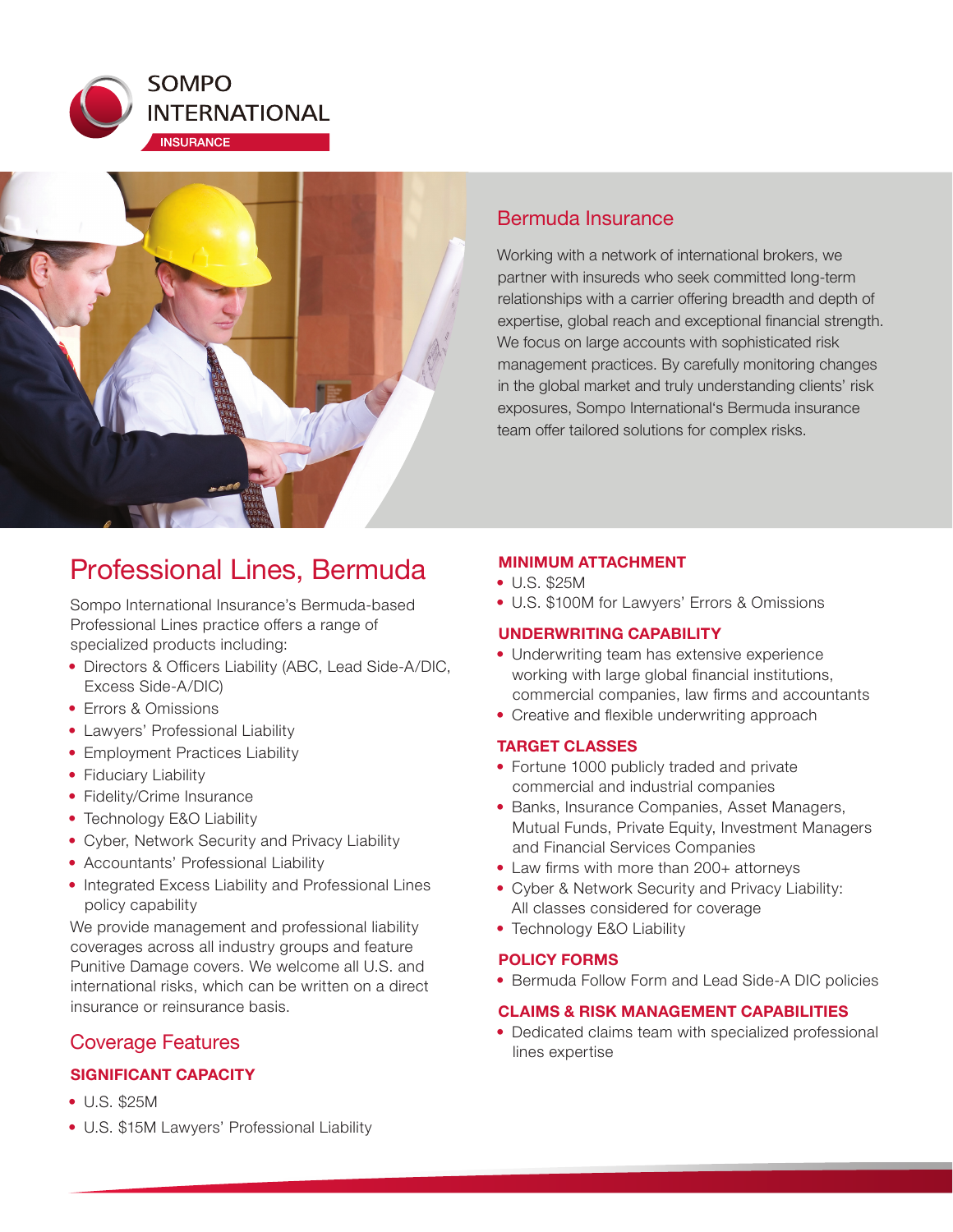SOMPO INTERNATIONAL

INSURANCE

## Bermuda Insurance

Working with a network of international brokers, we partner with insureds who seek committed long-term relationships with a carrier offering breadth and depth of expertise, global reach and exceptional financial strength. We focus on large accounts with sophisticated risk management practices. By carefully monitoring changes in the global market and truly understanding clients' risk exposures, Sompo International's Bermuda insurance team offer tailored solutions for complex risks.

# Professional Lines, Bermuda

Sompo International Insurance's Bermuda-based Professional Lines practice offers a range of specialized products including:

- Directors & Officers Liability (ABC, Lead Side-A/DIC, Excess Side-A/DIC)
- Errors & Omissions
- Lawyers' Professional Liability
- Employment Practices Liability
- Fiduciary Liability
- Fidelity/Crime Insurance
- Technology E&O Liability
- Cyber, Network Security and Privacy Liability
- Accountants' Professional Liability
- Integrated Excess Liability and Professional Lines policy capability

We provide management and professional liability coverages across all industry groups and feature Punitive Damage covers. We welcome all U.S. and international risks, which can be written on a direct insurance or reinsurance basis.

## Coverage Features

### SIGNIFICANT CAPACITY

- U.S. $25M
- U.S. $15M Lawyers' Professional Liability

### MINIMUM ATTACHMENT

- U.S. $25M
- U.S. $100M for Lawyers' Errors & Omissions

### UNDERWRITING CAPABILITY

- Underwriting team has extensive experience working with large global financial institutions, commercial companies, law firms and accountants
- Creative and flexible underwriting approach

### TARGET CLASSES

- Fortune 1000 publicly traded and private commercial and industrial companies
- Banks, Insurance Companies, Asset Managers, Mutual Funds, Private Equity, Investment Managers and Financial Services Companies
- Law firms with more than 200+ attorneys
- Cyber & Network Security and Privacy Liability: All classes considered for coverage
- Technology E&O Liability

### POLICY FORMS

- Bermuda Follow Form and Lead Side-A DIC policies

### CLAIMS & RISK MANAGEMENT CAPABILITIES

- Dedicated claims team with specialized professional lines expertise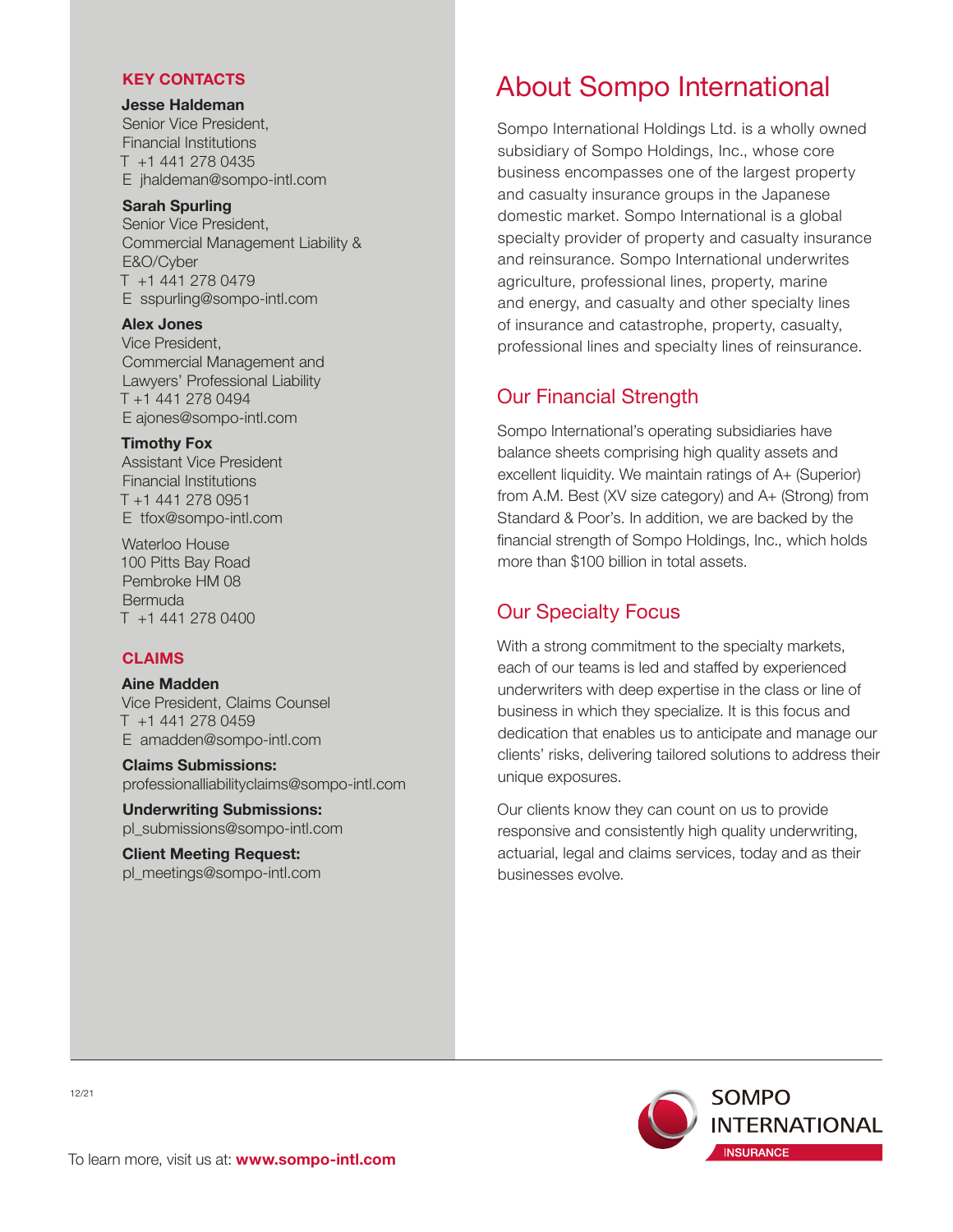## KEY CONTACTS

**Jesse Haldeman**
Senior Vice President,
Financial Institutions
T +1 441 278 0435
E jhaldeman@sompo-intl.com

**Sarah Spurling**
Senior Vice President,
Commercial Management Liability &
E&O/Cyber
T +1 441 278 0479
E sspurling@sompo-intl.com

**Alex Jones**
Vice President,
Commercial Management and
Lawyers' Professional Liability
T +1 441 278 0494
E ajones@sompo-intl.com

**Timothy Fox**
Assistant Vice President
Financial Institutions
T +1 441 278 0951
E tfox@sompo-intl.com

Waterloo House
100 Pitts Bay Road
Pembroke HM 08
Bermuda
T +1 441 278 0400

## CLAIMS

**Aine Madden**
Vice President, Claims Counsel
T +1 441 278 0459
E amadden@sompo-intl.com

**Claims Submissions:**
professionalliabilityclaims@sompo-intl.com

**Underwriting Submissions:**
pl_submissions@sompo-intl.com

**Client Meeting Request:**
pl_meetings@sompo-intl.com

# About Sompo International

Sompo International Holdings Ltd. is a wholly owned subsidiary of Sompo Holdings, Inc., whose core business encompasses one of the largest property and casualty insurance groups in the Japanese domestic market. Sompo International is a global specialty provider of property and casualty insurance and reinsurance. Sompo International underwrites agriculture, professional lines, property, marine and energy, and casualty and other specialty lines of insurance and catastrophe, property, casualty, professional lines and specialty lines of reinsurance.

## Our Financial Strength

Sompo International's operating subsidiaries have balance sheets comprising high quality assets and excellent liquidity. We maintain ratings of A+ (Superior) from A.M. Best (XV size category) and A+ (Strong) from Standard & Poor's. In addition, we are backed by the financial strength of Sompo Holdings, Inc., which holds more than $100 billion in total assets.

## Our Specialty Focus

With a strong commitment to the specialty markets, each of our teams is led and staffed by experienced underwriters with deep expertise in the class or line of business in which they specialize. It is this focus and dedication that enables us to anticipate and manage our clients' risks, delivering tailored solutions to address their unique exposures.

Our clients know they can count on us to provide responsive and consistently high quality underwriting, actuarial, legal and claims services, today and as their businesses evolve.

12/21

To learn more, visit us at: **www.sompo-intl.com**

SOMPO INTERNATIONAL
INSURANCE